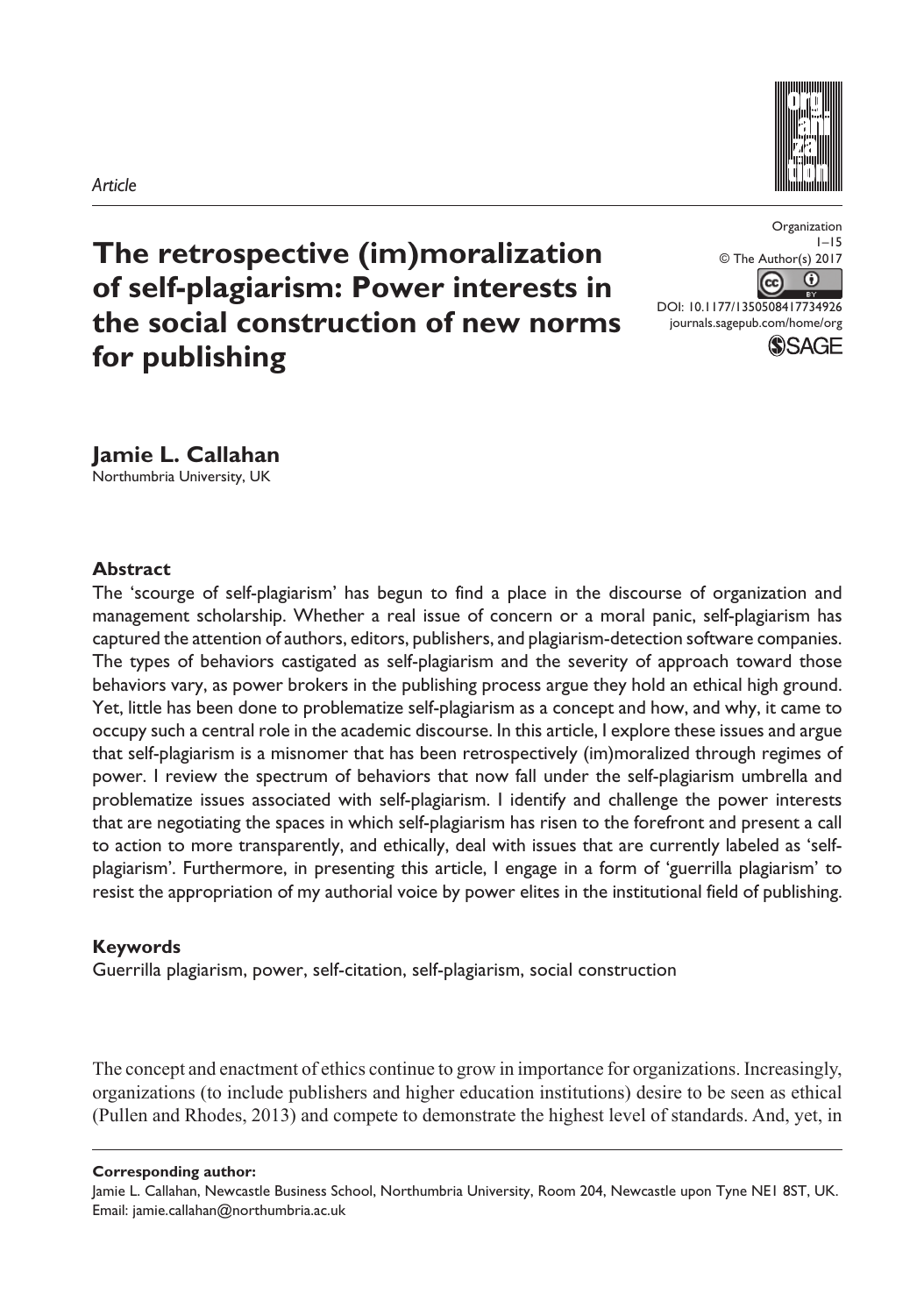*Article*

# The retrospective (im)moralization of self-plagiarism: Power interests in the social construction of new norms for publishing

Organization
1–15
© The Author(s) 2017
DOI: 10.1177/1350508417734926
journals.sagepub.com/home/org

**Jamie L. Callahan**
Northumbria University, UK

## Abstract

The 'scourge of self-plagiarism' has begun to find a place in the discourse of organization and management scholarship. Whether a real issue of concern or a moral panic, self-plagiarism has captured the attention of authors, editors, publishers, and plagiarism-detection software companies. The types of behaviors castigated as self-plagiarism and the severity of approach toward those behaviors vary, as power brokers in the publishing process argue they hold an ethical high ground. Yet, little has been done to problematize self-plagiarism as a concept and how, and why, it came to occupy such a central role in the academic discourse. In this article, I explore these issues and argue that self-plagiarism is a misnomer that has been retrospectively (im)moralized through regimes of power. I review the spectrum of behaviors that now fall under the self-plagiarism umbrella and problematize issues associated with self-plagiarism. I identify and challenge the power interests that are negotiating the spaces in which self-plagiarism has risen to the forefront and present a call to action to more transparently, and ethically, deal with issues that are currently labeled as 'self-plagiarism'. Furthermore, in presenting this article, I engage in a form of 'guerrilla plagiarism' to resist the appropriation of my authorial voice by power elites in the institutional field of publishing.

## Keywords

Guerrilla plagiarism, power, self-citation, self-plagiarism, social construction

The concept and enactment of ethics continue to grow in importance for organizations. Increasingly, organizations (to include publishers and higher education institutions) desire to be seen as ethical (Pullen and Rhodes, 2013) and compete to demonstrate the highest level of standards. And, yet, in

**Corresponding author:**
Jamie L. Callahan, Newcastle Business School, Northumbria University, Room 204, Newcastle upon Tyne NE1 8ST, UK.
Email: jamie.callahan@northumbria.ac.uk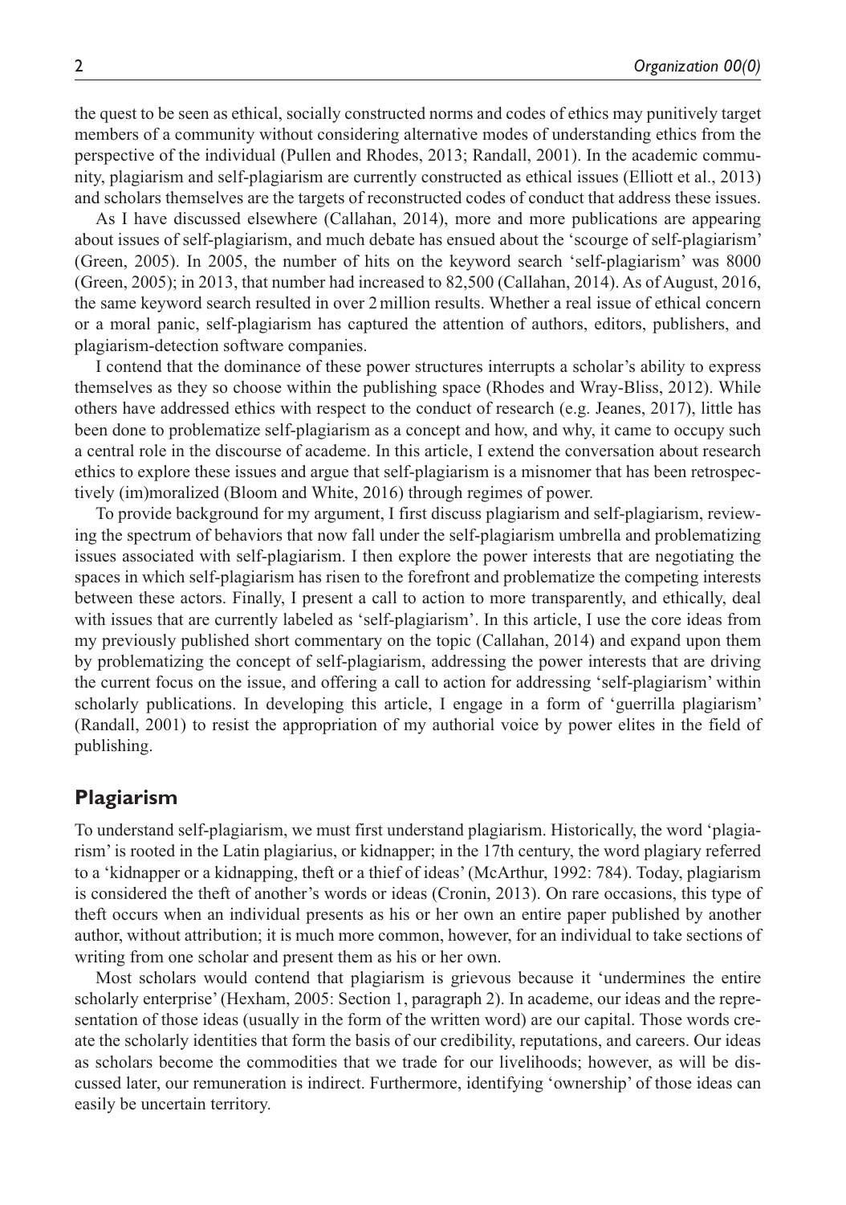the quest to be seen as ethical, socially constructed norms and codes of ethics may punitively target members of a community without considering alternative modes of understanding ethics from the perspective of the individual (Pullen and Rhodes, 2013; Randall, 2001). In the academic community, plagiarism and self-plagiarism are currently constructed as ethical issues (Elliott et al., 2013) and scholars themselves are the targets of reconstructed codes of conduct that address these issues.

As I have discussed elsewhere (Callahan, 2014), more and more publications are appearing about issues of self-plagiarism, and much debate has ensued about the 'scourge of self-plagiarism' (Green, 2005). In 2005, the number of hits on the keyword search 'self-plagiarism' was 8000 (Green, 2005); in 2013, that number had increased to 82,500 (Callahan, 2014). As of August, 2016, the same keyword search resulted in over 2 million results. Whether a real issue of ethical concern or a moral panic, self-plagiarism has captured the attention of authors, editors, publishers, and plagiarism-detection software companies.

I contend that the dominance of these power structures interrupts a scholar's ability to express themselves as they so choose within the publishing space (Rhodes and Wray-Bliss, 2012). While others have addressed ethics with respect to the conduct of research (e.g. Jeanes, 2017), little has been done to problematize self-plagiarism as a concept and how, and why, it came to occupy such a central role in the discourse of academe. In this article, I extend the conversation about research ethics to explore these issues and argue that self-plagiarism is a misnomer that has been retrospectively (im)moralized (Bloom and White, 2016) through regimes of power.

To provide background for my argument, I first discuss plagiarism and self-plagiarism, reviewing the spectrum of behaviors that now fall under the self-plagiarism umbrella and problematizing issues associated with self-plagiarism. I then explore the power interests that are negotiating the spaces in which self-plagiarism has risen to the forefront and problematize the competing interests between these actors. Finally, I present a call to action to more transparently, and ethically, deal with issues that are currently labeled as 'self-plagiarism'. In this article, I use the core ideas from my previously published short commentary on the topic (Callahan, 2014) and expand upon them by problematizing the concept of self-plagiarism, addressing the power interests that are driving the current focus on the issue, and offering a call to action for addressing 'self-plagiarism' within scholarly publications. In developing this article, I engage in a form of 'guerrilla plagiarism' (Randall, 2001) to resist the appropriation of my authorial voice by power elites in the field of publishing.

## Plagiarism

To understand self-plagiarism, we must first understand plagiarism. Historically, the word 'plagiarism' is rooted in the Latin plagiarius, or kidnapper; in the 17th century, the word plagiary referred to a 'kidnapper or a kidnapping, theft or a thief of ideas' (McArthur, 1992: 784). Today, plagiarism is considered the theft of another's words or ideas (Cronin, 2013). On rare occasions, this type of theft occurs when an individual presents as his or her own an entire paper published by another author, without attribution; it is much more common, however, for an individual to take sections of writing from one scholar and present them as his or her own.

Most scholars would contend that plagiarism is grievous because it 'undermines the entire scholarly enterprise' (Hexham, 2005: Section 1, paragraph 2). In academe, our ideas and the representation of those ideas (usually in the form of the written word) are our capital. Those words create the scholarly identities that form the basis of our credibility, reputations, and careers. Our ideas as scholars become the commodities that we trade for our livelihoods; however, as will be discussed later, our remuneration is indirect. Furthermore, identifying 'ownership' of those ideas can easily be uncertain territory.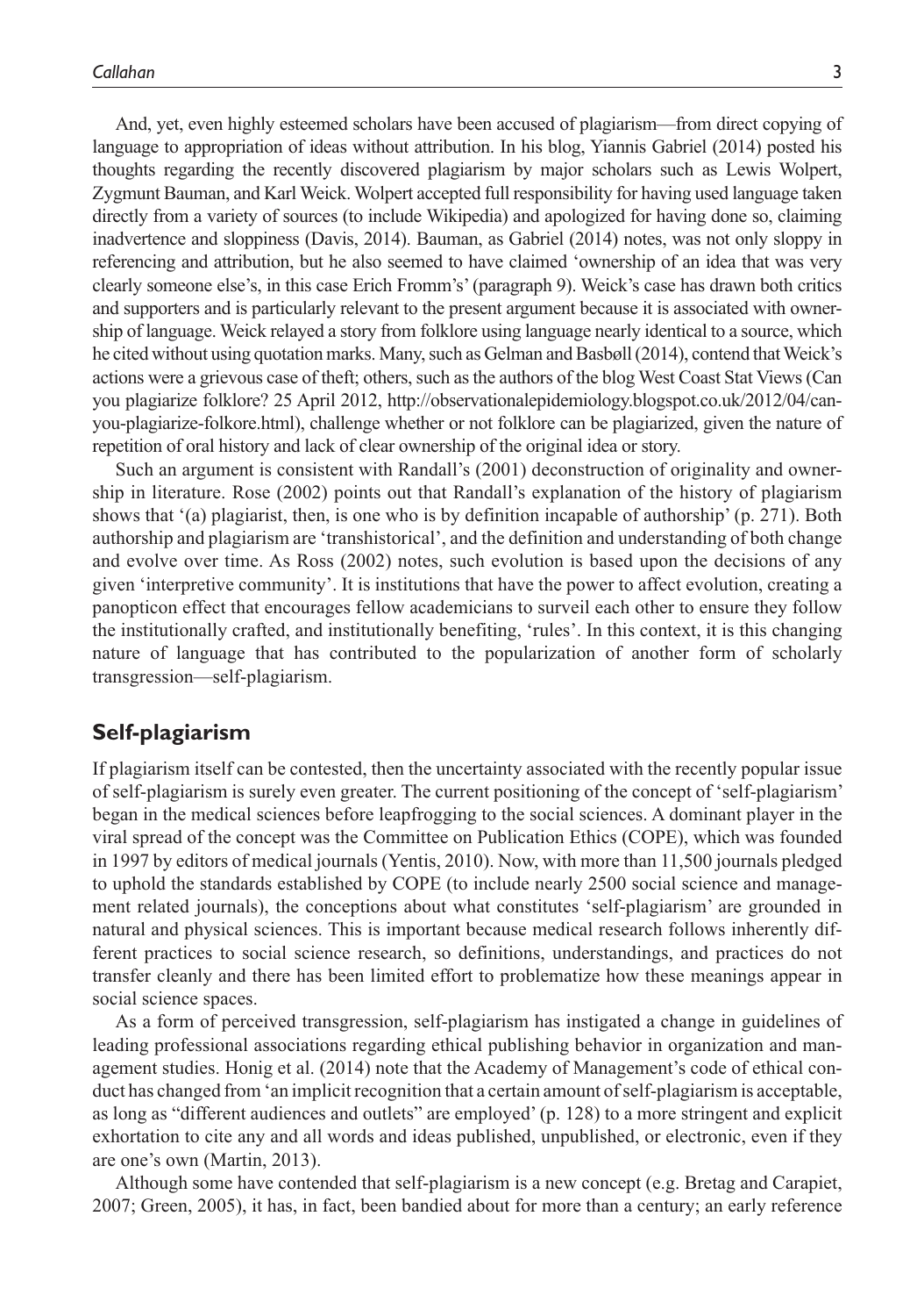And, yet, even highly esteemed scholars have been accused of plagiarism—from direct copying of language to appropriation of ideas without attribution. In his blog, Yiannis Gabriel (2014) posted his thoughts regarding the recently discovered plagiarism by major scholars such as Lewis Wolpert, Zygmunt Bauman, and Karl Weick. Wolpert accepted full responsibility for having used language taken directly from a variety of sources (to include Wikipedia) and apologized for having done so, claiming inadvertence and sloppiness (Davis, 2014). Bauman, as Gabriel (2014) notes, was not only sloppy in referencing and attribution, but he also seemed to have claimed 'ownership of an idea that was very clearly someone else's, in this case Erich Fromm's' (paragraph 9). Weick's case has drawn both critics and supporters and is particularly relevant to the present argument because it is associated with ownership of language. Weick relayed a story from folklore using language nearly identical to a source, which he cited without using quotation marks. Many, such as Gelman and Basbøll (2014), contend that Weick's actions were a grievous case of theft; others, such as the authors of the blog West Coast Stat Views (Can you plagiarize folklore? 25 April 2012, http://observationalepidemiology.blogspot.co.uk/2012/04/can-you-plagiarize-folkore.html), challenge whether or not folklore can be plagiarized, given the nature of repetition of oral history and lack of clear ownership of the original idea or story.

Such an argument is consistent with Randall's (2001) deconstruction of originality and ownership in literature. Rose (2002) points out that Randall's explanation of the history of plagiarism shows that '(a) plagiarist, then, is one who is by definition incapable of authorship' (p. 271). Both authorship and plagiarism are 'transhistorical', and the definition and understanding of both change and evolve over time. As Ross (2002) notes, such evolution is based upon the decisions of any given 'interpretive community'. It is institutions that have the power to affect evolution, creating a panopticon effect that encourages fellow academicians to surveil each other to ensure they follow the institutionally crafted, and institutionally benefiting, 'rules'. In this context, it is this changing nature of language that has contributed to the popularization of another form of scholarly transgression—self-plagiarism.

## Self-plagiarism

If plagiarism itself can be contested, then the uncertainty associated with the recently popular issue of self-plagiarism is surely even greater. The current positioning of the concept of 'self-plagiarism' began in the medical sciences before leapfrogging to the social sciences. A dominant player in the viral spread of the concept was the Committee on Publication Ethics (COPE), which was founded in 1997 by editors of medical journals (Yentis, 2010). Now, with more than 11,500 journals pledged to uphold the standards established by COPE (to include nearly 2500 social science and management related journals), the conceptions about what constitutes 'self-plagiarism' are grounded in natural and physical sciences. This is important because medical research follows inherently different practices to social science research, so definitions, understandings, and practices do not transfer cleanly and there has been limited effort to problematize how these meanings appear in social science spaces.

As a form of perceived transgression, self-plagiarism has instigated a change in guidelines of leading professional associations regarding ethical publishing behavior in organization and management studies. Honig et al. (2014) note that the Academy of Management's code of ethical conduct has changed from 'an implicit recognition that a certain amount of self-plagiarism is acceptable, as long as "different audiences and outlets" are employed' (p. 128) to a more stringent and explicit exhortation to cite any and all words and ideas published, unpublished, or electronic, even if they are one's own (Martin, 2013).

Although some have contended that self-plagiarism is a new concept (e.g. Bretag and Carapiet, 2007; Green, 2005), it has, in fact, been bandied about for more than a century; an early reference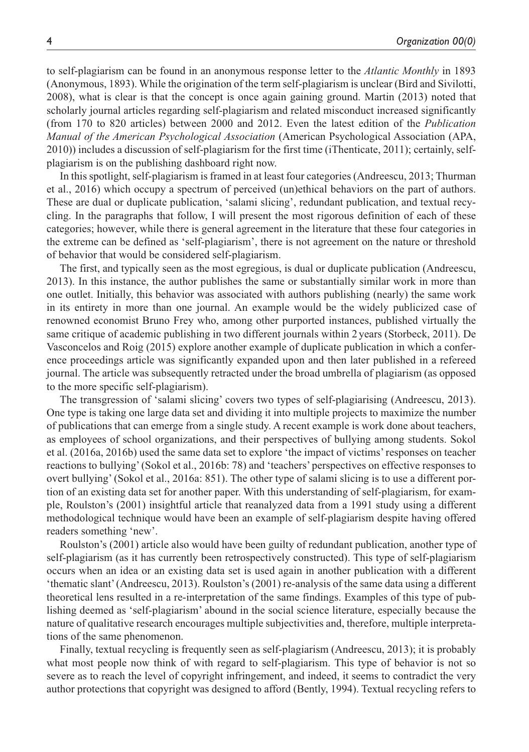to self-plagiarism can be found in an anonymous response letter to the *Atlantic Monthly* in 1893 (Anonymous, 1893). While the origination of the term self-plagiarism is unclear (Bird and Sivilotti, 2008), what is clear is that the concept is once again gaining ground. Martin (2013) noted that scholarly journal articles regarding self-plagiarism and related misconduct increased significantly (from 170 to 820 articles) between 2000 and 2012. Even the latest edition of the *Publication Manual of the American Psychological Association* (American Psychological Association (APA, 2010)) includes a discussion of self-plagiarism for the first time (iThenticate, 2011); certainly, self-plagiarism is on the publishing dashboard right now.

In this spotlight, self-plagiarism is framed in at least four categories (Andreescu, 2013; Thurman et al., 2016) which occupy a spectrum of perceived (un)ethical behaviors on the part of authors. These are dual or duplicate publication, 'salami slicing', redundant publication, and textual recycling. In the paragraphs that follow, I will present the most rigorous definition of each of these categories; however, while there is general agreement in the literature that these four categories in the extreme can be defined as 'self-plagiarism', there is not agreement on the nature or threshold of behavior that would be considered self-plagiarism.

The first, and typically seen as the most egregious, is dual or duplicate publication (Andreescu, 2013). In this instance, the author publishes the same or substantially similar work in more than one outlet. Initially, this behavior was associated with authors publishing (nearly) the same work in its entirety in more than one journal. An example would be the widely publicized case of renowned economist Bruno Frey who, among other purported instances, published virtually the same critique of academic publishing in two different journals within 2 years (Storbeck, 2011). De Vasconcelos and Roig (2015) explore another example of duplicate publication in which a conference proceedings article was significantly expanded upon and then later published in a refereed journal. The article was subsequently retracted under the broad umbrella of plagiarism (as opposed to the more specific self-plagiarism).

The transgression of 'salami slicing' covers two types of self-plagiarising (Andreescu, 2013). One type is taking one large data set and dividing it into multiple projects to maximize the number of publications that can emerge from a single study. A recent example is work done about teachers, as employees of school organizations, and their perspectives of bullying among students. Sokol et al. (2016a, 2016b) used the same data set to explore 'the impact of victims' responses on teacher reactions to bullying' (Sokol et al., 2016b: 78) and 'teachers' perspectives on effective responses to overt bullying' (Sokol et al., 2016a: 851). The other type of salami slicing is to use a different portion of an existing data set for another paper. With this understanding of self-plagiarism, for example, Roulston's (2001) insightful article that reanalyzed data from a 1991 study using a different methodological technique would have been an example of self-plagiarism despite having offered readers something 'new'.

Roulston's (2001) article also would have been guilty of redundant publication, another type of self-plagiarism (as it has currently been retrospectively constructed). This type of self-plagiarism occurs when an idea or an existing data set is used again in another publication with a different 'thematic slant' (Andreescu, 2013). Roulston's (2001) re-analysis of the same data using a different theoretical lens resulted in a re-interpretation of the same findings. Examples of this type of publishing deemed as 'self-plagiarism' abound in the social science literature, especially because the nature of qualitative research encourages multiple subjectivities and, therefore, multiple interpretations of the same phenomenon.

Finally, textual recycling is frequently seen as self-plagiarism (Andreescu, 2013); it is probably what most people now think of with regard to self-plagiarism. This type of behavior is not so severe as to reach the level of copyright infringement, and indeed, it seems to contradict the very author protections that copyright was designed to afford (Bently, 1994). Textual recycling refers to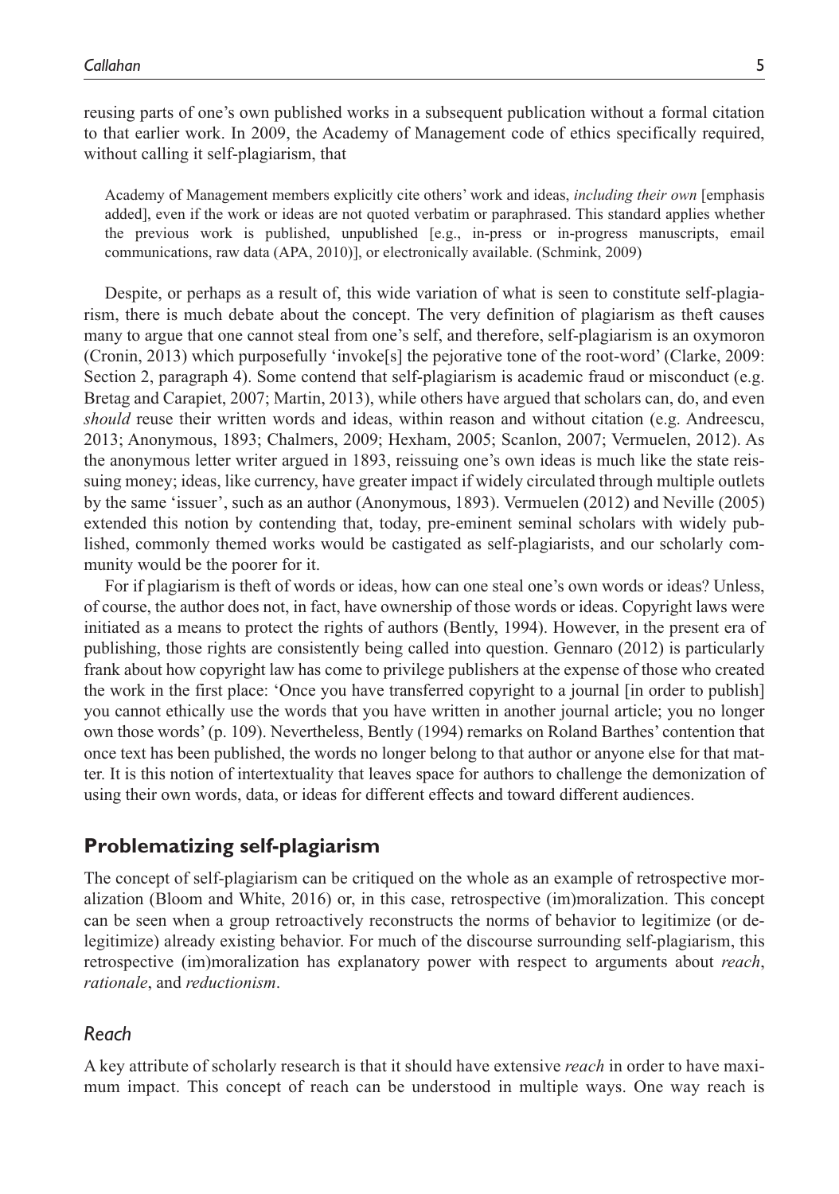reusing parts of one's own published works in a subsequent publication without a formal citation to that earlier work. In 2009, the Academy of Management code of ethics specifically required, without calling it self-plagiarism, that

> Academy of Management members explicitly cite others' work and ideas, *including their own* [emphasis added], even if the work or ideas are not quoted verbatim or paraphrased. This standard applies whether the previous work is published, unpublished [e.g., in-press or in-progress manuscripts, email communications, raw data (APA, 2010)], or electronically available. (Schmink, 2009)

Despite, or perhaps as a result of, this wide variation of what is seen to constitute self-plagiarism, there is much debate about the concept. The very definition of plagiarism as theft causes many to argue that one cannot steal from one's self, and therefore, self-plagiarism is an oxymoron (Cronin, 2013) which purposefully 'invoke[s] the pejorative tone of the root-word' (Clarke, 2009: Section 2, paragraph 4). Some contend that self-plagiarism is academic fraud or misconduct (e.g. Bretag and Carapiet, 2007; Martin, 2013), while others have argued that scholars can, do, and even *should* reuse their written words and ideas, within reason and without citation (e.g. Andreescu, 2013; Anonymous, 1893; Chalmers, 2009; Hexham, 2005; Scanlon, 2007; Vermuelen, 2012). As the anonymous letter writer argued in 1893, reissuing one's own ideas is much like the state reissuing money; ideas, like currency, have greater impact if widely circulated through multiple outlets by the same 'issuer', such as an author (Anonymous, 1893). Vermuelen (2012) and Neville (2005) extended this notion by contending that, today, pre-eminent seminal scholars with widely published, commonly themed works would be castigated as self-plagiarists, and our scholarly community would be the poorer for it.

For if plagiarism is theft of words or ideas, how can one steal one's own words or ideas? Unless, of course, the author does not, in fact, have ownership of those words or ideas. Copyright laws were initiated as a means to protect the rights of authors (Bently, 1994). However, in the present era of publishing, those rights are consistently being called into question. Gennaro (2012) is particularly frank about how copyright law has come to privilege publishers at the expense of those who created the work in the first place: 'Once you have transferred copyright to a journal [in order to publish] you cannot ethically use the words that you have written in another journal article; you no longer own those words' (p. 109). Nevertheless, Bently (1994) remarks on Roland Barthes' contention that once text has been published, the words no longer belong to that author or anyone else for that matter. It is this notion of intertextuality that leaves space for authors to challenge the demonization of using their own words, data, or ideas for different effects and toward different audiences.

## Problematizing self-plagiarism

The concept of self-plagiarism can be critiqued on the whole as an example of retrospective moralization (Bloom and White, 2016) or, in this case, retrospective (im)moralization. This concept can be seen when a group retroactively reconstructs the norms of behavior to legitimize (or de-legitimize) already existing behavior. For much of the discourse surrounding self-plagiarism, this retrospective (im)moralization has explanatory power with respect to arguments about *reach*, *rationale*, and *reductionism*.

### *Reach*

A key attribute of scholarly research is that it should have extensive *reach* in order to have maximum impact. This concept of reach can be understood in multiple ways. One way reach is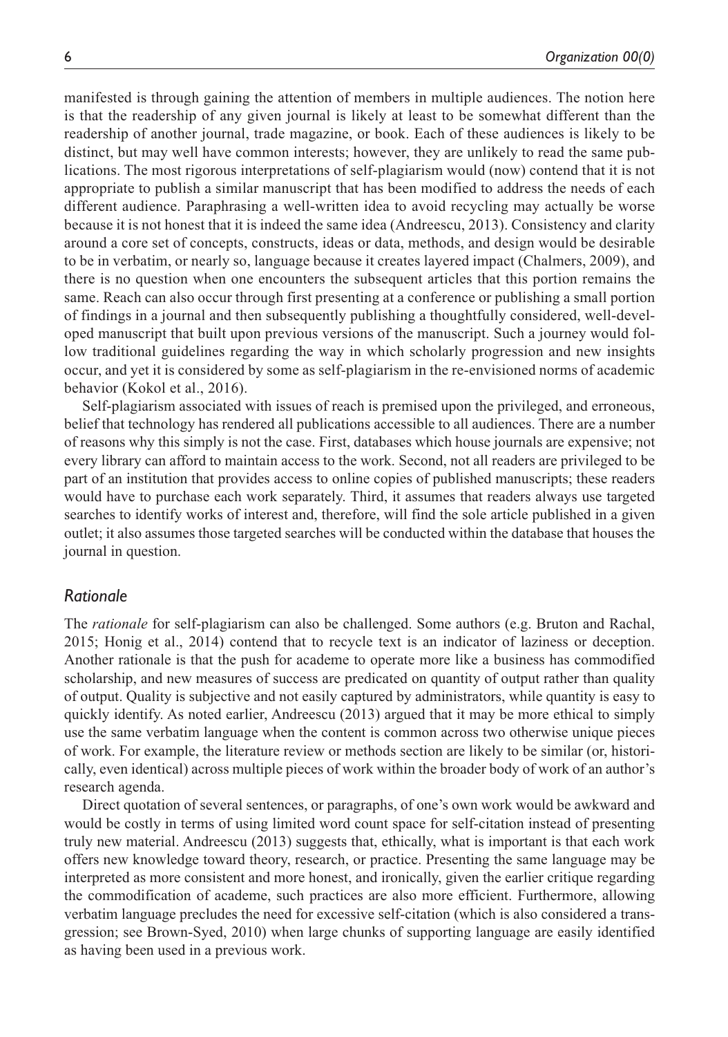manifested is through gaining the attention of members in multiple audiences. The notion here is that the readership of any given journal is likely at least to be somewhat different than the readership of another journal, trade magazine, or book. Each of these audiences is likely to be distinct, but may well have common interests; however, they are unlikely to read the same publications. The most rigorous interpretations of self-plagiarism would (now) contend that it is not appropriate to publish a similar manuscript that has been modified to address the needs of each different audience. Paraphrasing a well-written idea to avoid recycling may actually be worse because it is not honest that it is indeed the same idea (Andreescu, 2013). Consistency and clarity around a core set of concepts, constructs, ideas or data, methods, and design would be desirable to be in verbatim, or nearly so, language because it creates layered impact (Chalmers, 2009), and there is no question when one encounters the subsequent articles that this portion remains the same. Reach can also occur through first presenting at a conference or publishing a small portion of findings in a journal and then subsequently publishing a thoughtfully considered, well-developed manuscript that built upon previous versions of the manuscript. Such a journey would follow traditional guidelines regarding the way in which scholarly progression and new insights occur, and yet it is considered by some as self-plagiarism in the re-envisioned norms of academic behavior (Kokol et al., 2016).

Self-plagiarism associated with issues of reach is premised upon the privileged, and erroneous, belief that technology has rendered all publications accessible to all audiences. There are a number of reasons why this simply is not the case. First, databases which house journals are expensive; not every library can afford to maintain access to the work. Second, not all readers are privileged to be part of an institution that provides access to online copies of published manuscripts; these readers would have to purchase each work separately. Third, it assumes that readers always use targeted searches to identify works of interest and, therefore, will find the sole article published in a given outlet; it also assumes those targeted searches will be conducted within the database that houses the journal in question.

### *Rationale*

The *rationale* for self-plagiarism can also be challenged. Some authors (e.g. Bruton and Rachal, 2015; Honig et al., 2014) contend that to recycle text is an indicator of laziness or deception. Another rationale is that the push for academe to operate more like a business has commodified scholarship, and new measures of success are predicated on quantity of output rather than quality of output. Quality is subjective and not easily captured by administrators, while quantity is easy to quickly identify. As noted earlier, Andreescu (2013) argued that it may be more ethical to simply use the same verbatim language when the content is common across two otherwise unique pieces of work. For example, the literature review or methods section are likely to be similar (or, historically, even identical) across multiple pieces of work within the broader body of work of an author's research agenda.

Direct quotation of several sentences, or paragraphs, of one's own work would be awkward and would be costly in terms of using limited word count space for self-citation instead of presenting truly new material. Andreescu (2013) suggests that, ethically, what is important is that each work offers new knowledge toward theory, research, or practice. Presenting the same language may be interpreted as more consistent and more honest, and ironically, given the earlier critique regarding the commodification of academe, such practices are also more efficient. Furthermore, allowing verbatim language precludes the need for excessive self-citation (which is also considered a transgression; see Brown-Syed, 2010) when large chunks of supporting language are easily identified as having been used in a previous work.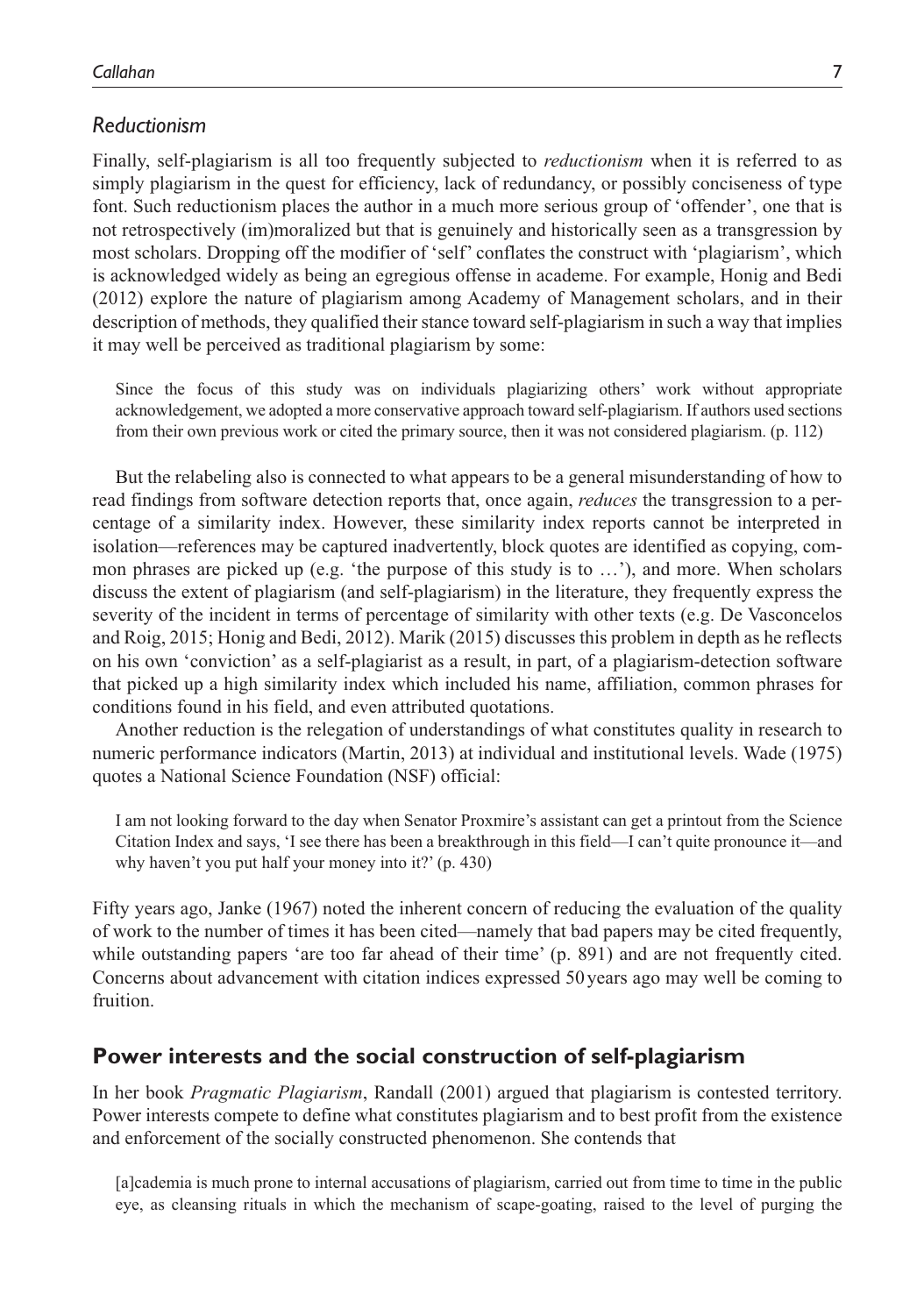### *Reductionism*

Finally, self-plagiarism is all too frequently subjected to *reductionism* when it is referred to as simply plagiarism in the quest for efficiency, lack of redundancy, or possibly conciseness of type font. Such reductionism places the author in a much more serious group of 'offender', one that is not retrospectively (im)moralized but that is genuinely and historically seen as a transgression by most scholars. Dropping off the modifier of 'self' conflates the construct with 'plagiarism', which is acknowledged widely as being an egregious offense in academe. For example, Honig and Bedi (2012) explore the nature of plagiarism among Academy of Management scholars, and in their description of methods, they qualified their stance toward self-plagiarism in such a way that implies it may well be perceived as traditional plagiarism by some:

> Since the focus of this study was on individuals plagiarizing others' work without appropriate acknowledgement, we adopted a more conservative approach toward self-plagiarism. If authors used sections from their own previous work or cited the primary source, then it was not considered plagiarism. (p. 112)

But the relabeling also is connected to what appears to be a general misunderstanding of how to read findings from software detection reports that, once again, *reduces* the transgression to a percentage of a similarity index. However, these similarity index reports cannot be interpreted in isolation—references may be captured inadvertently, block quotes are identified as copying, common phrases are picked up (e.g. 'the purpose of this study is to …'), and more. When scholars discuss the extent of plagiarism (and self-plagiarism) in the literature, they frequently express the severity of the incident in terms of percentage of similarity with other texts (e.g. De Vasconcelos and Roig, 2015; Honig and Bedi, 2012). Marik (2015) discusses this problem in depth as he reflects on his own 'conviction' as a self-plagiarist as a result, in part, of a plagiarism-detection software that picked up a high similarity index which included his name, affiliation, common phrases for conditions found in his field, and even attributed quotations.

Another reduction is the relegation of understandings of what constitutes quality in research to numeric performance indicators (Martin, 2013) at individual and institutional levels. Wade (1975) quotes a National Science Foundation (NSF) official:

> I am not looking forward to the day when Senator Proxmire's assistant can get a printout from the Science Citation Index and says, 'I see there has been a breakthrough in this field—I can't quite pronounce it—and why haven't you put half your money into it?' (p. 430)

Fifty years ago, Janke (1967) noted the inherent concern of reducing the evaluation of the quality of work to the number of times it has been cited—namely that bad papers may be cited frequently, while outstanding papers 'are too far ahead of their time' (p. 891) and are not frequently cited. Concerns about advancement with citation indices expressed 50 years ago may well be coming to fruition.

## Power interests and the social construction of self-plagiarism

In her book *Pragmatic Plagiarism*, Randall (2001) argued that plagiarism is contested territory. Power interests compete to define what constitutes plagiarism and to best profit from the existence and enforcement of the socially constructed phenomenon. She contends that

> [a]cademia is much prone to internal accusations of plagiarism, carried out from time to time in the public eye, as cleansing rituals in which the mechanism of scape-goating, raised to the level of purging the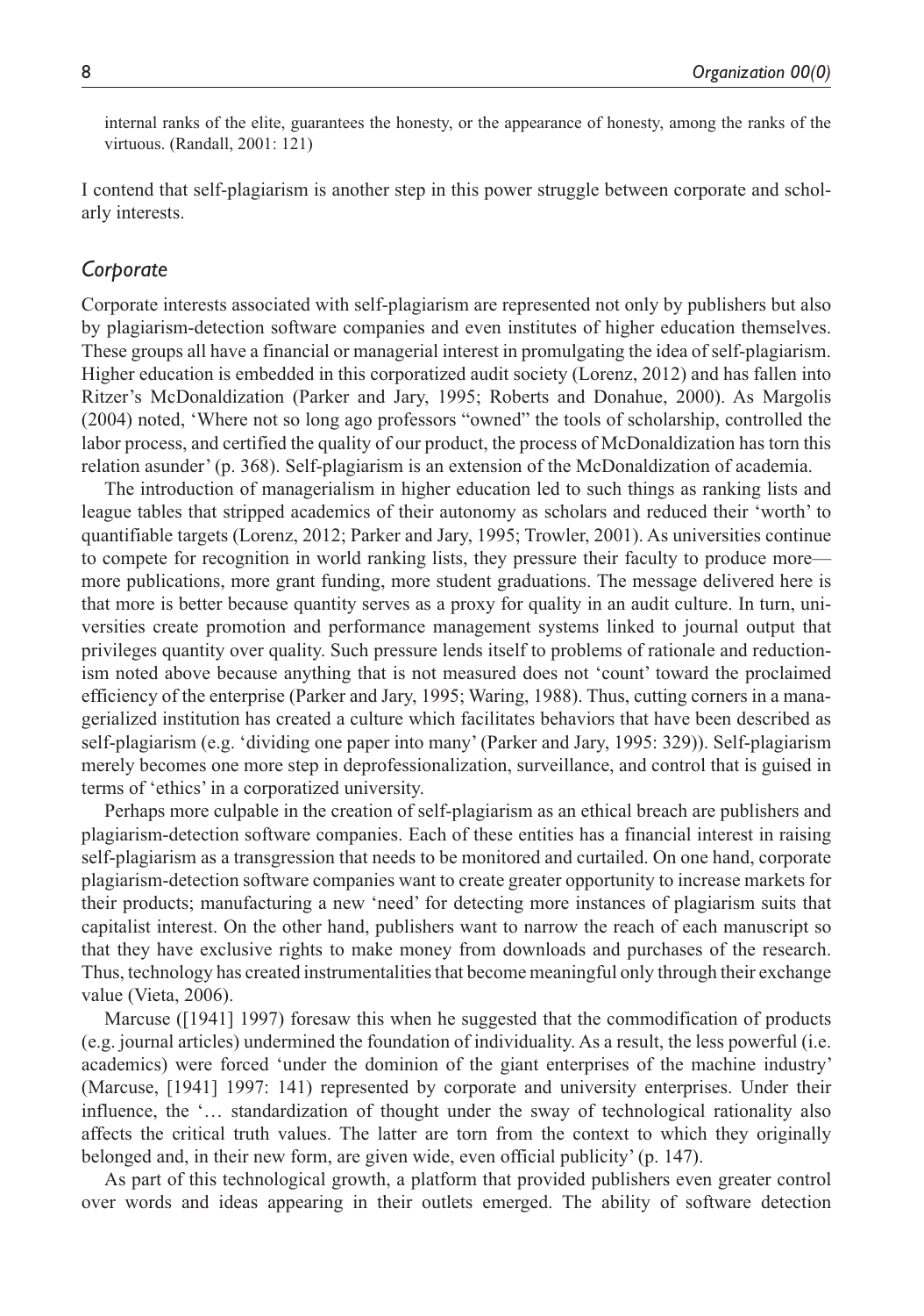internal ranks of the elite, guarantees the honesty, or the appearance of honesty, among the ranks of the virtuous. (Randall, 2001: 121)

I contend that self-plagiarism is another step in this power struggle between corporate and scholarly interests.

## *Corporate*

Corporate interests associated with self-plagiarism are represented not only by publishers but also by plagiarism-detection software companies and even institutes of higher education themselves. These groups all have a financial or managerial interest in promulgating the idea of self-plagiarism. Higher education is embedded in this corporatized audit society (Lorenz, 2012) and has fallen into Ritzer's McDonaldization (Parker and Jary, 1995; Roberts and Donahue, 2000). As Margolis (2004) noted, 'Where not so long ago professors "owned" the tools of scholarship, controlled the labor process, and certified the quality of our product, the process of McDonaldization has torn this relation asunder' (p. 368). Self-plagiarism is an extension of the McDonaldization of academia.

The introduction of managerialism in higher education led to such things as ranking lists and league tables that stripped academics of their autonomy as scholars and reduced their 'worth' to quantifiable targets (Lorenz, 2012; Parker and Jary, 1995; Trowler, 2001). As universities continue to compete for recognition in world ranking lists, they pressure their faculty to produce more—more publications, more grant funding, more student graduations. The message delivered here is that more is better because quantity serves as a proxy for quality in an audit culture. In turn, universities create promotion and performance management systems linked to journal output that privileges quantity over quality. Such pressure lends itself to problems of rationale and reductionism noted above because anything that is not measured does not 'count' toward the proclaimed efficiency of the enterprise (Parker and Jary, 1995; Waring, 1988). Thus, cutting corners in a managerialized institution has created a culture which facilitates behaviors that have been described as self-plagiarism (e.g. 'dividing one paper into many' (Parker and Jary, 1995: 329)). Self-plagiarism merely becomes one more step in deprofessionalization, surveillance, and control that is guised in terms of 'ethics' in a corporatized university.

Perhaps more culpable in the creation of self-plagiarism as an ethical breach are publishers and plagiarism-detection software companies. Each of these entities has a financial interest in raising self-plagiarism as a transgression that needs to be monitored and curtailed. On one hand, corporate plagiarism-detection software companies want to create greater opportunity to increase markets for their products; manufacturing a new 'need' for detecting more instances of plagiarism suits that capitalist interest. On the other hand, publishers want to narrow the reach of each manuscript so that they have exclusive rights to make money from downloads and purchases of the research. Thus, technology has created instrumentalities that become meaningful only through their exchange value (Vieta, 2006).

Marcuse ([1941] 1997) foresaw this when he suggested that the commodification of products (e.g. journal articles) undermined the foundation of individuality. As a result, the less powerful (i.e. academics) were forced 'under the dominion of the giant enterprises of the machine industry' (Marcuse, [1941] 1997: 141) represented by corporate and university enterprises. Under their influence, the '… standardization of thought under the sway of technological rationality also affects the critical truth values. The latter are torn from the context to which they originally belonged and, in their new form, are given wide, even official publicity' (p. 147).

As part of this technological growth, a platform that provided publishers even greater control over words and ideas appearing in their outlets emerged. The ability of software detection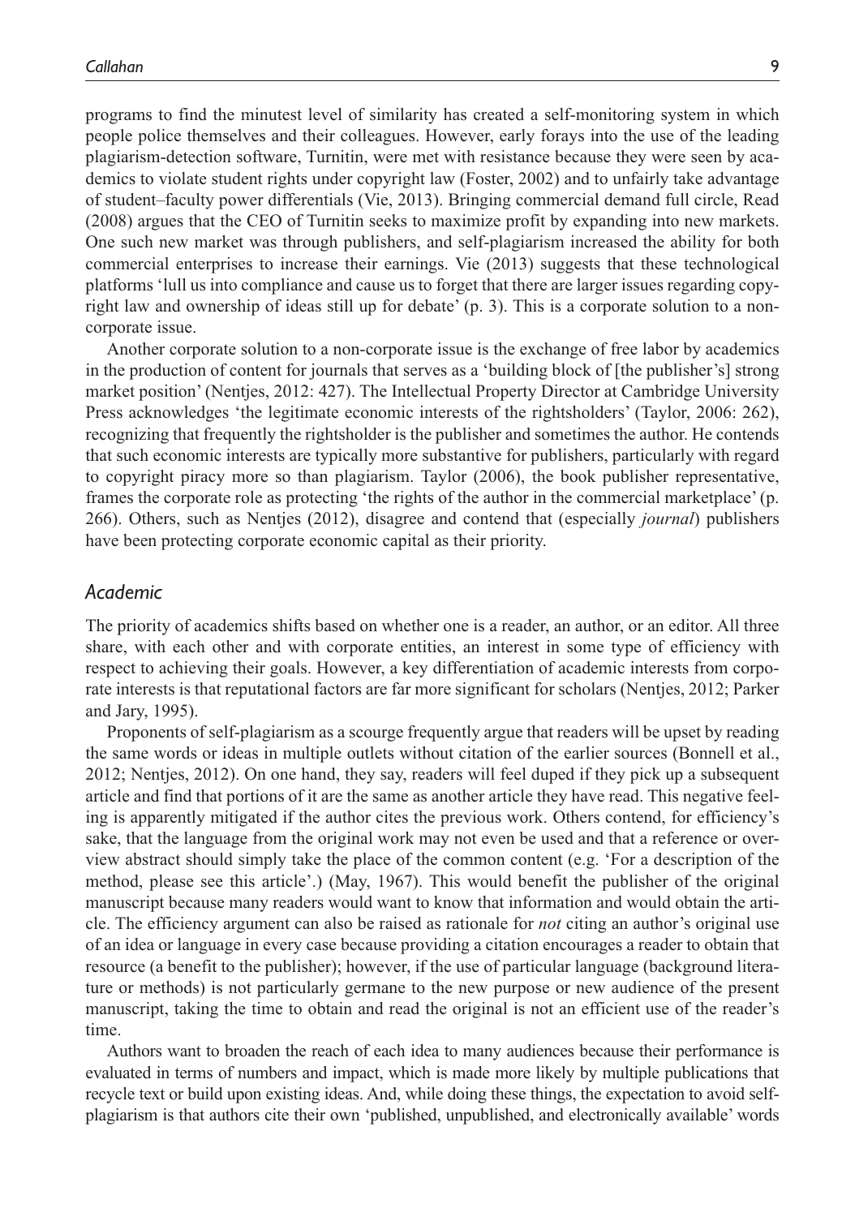programs to find the minutest level of similarity has created a self-monitoring system in which people police themselves and their colleagues. However, early forays into the use of the leading plagiarism-detection software, Turnitin, were met with resistance because they were seen by academics to violate student rights under copyright law (Foster, 2002) and to unfairly take advantage of student–faculty power differentials (Vie, 2013). Bringing commercial demand full circle, Read (2008) argues that the CEO of Turnitin seeks to maximize profit by expanding into new markets. One such new market was through publishers, and self-plagiarism increased the ability for both commercial enterprises to increase their earnings. Vie (2013) suggests that these technological platforms 'lull us into compliance and cause us to forget that there are larger issues regarding copyright law and ownership of ideas still up for debate' (p. 3). This is a corporate solution to a non-corporate issue.

Another corporate solution to a non-corporate issue is the exchange of free labor by academics in the production of content for journals that serves as a 'building block of [the publisher's] strong market position' (Nentjes, 2012: 427). The Intellectual Property Director at Cambridge University Press acknowledges 'the legitimate economic interests of the rightsholders' (Taylor, 2006: 262), recognizing that frequently the rightsholder is the publisher and sometimes the author. He contends that such economic interests are typically more substantive for publishers, particularly with regard to copyright piracy more so than plagiarism. Taylor (2006), the book publisher representative, frames the corporate role as protecting 'the rights of the author in the commercial marketplace' (p. 266). Others, such as Nentjes (2012), disagree and contend that (especially *journal*) publishers have been protecting corporate economic capital as their priority.

## *Academic*

The priority of academics shifts based on whether one is a reader, an author, or an editor. All three share, with each other and with corporate entities, an interest in some type of efficiency with respect to achieving their goals. However, a key differentiation of academic interests from corporate interests is that reputational factors are far more significant for scholars (Nentjes, 2012; Parker and Jary, 1995).

Proponents of self-plagiarism as a scourge frequently argue that readers will be upset by reading the same words or ideas in multiple outlets without citation of the earlier sources (Bonnell et al., 2012; Nentjes, 2012). On one hand, they say, readers will feel duped if they pick up a subsequent article and find that portions of it are the same as another article they have read. This negative feeling is apparently mitigated if the author cites the previous work. Others contend, for efficiency's sake, that the language from the original work may not even be used and that a reference or overview abstract should simply take the place of the common content (e.g. 'For a description of the method, please see this article'.) (May, 1967). This would benefit the publisher of the original manuscript because many readers would want to know that information and would obtain the article. The efficiency argument can also be raised as rationale for *not* citing an author's original use of an idea or language in every case because providing a citation encourages a reader to obtain that resource (a benefit to the publisher); however, if the use of particular language (background literature or methods) is not particularly germane to the new purpose or new audience of the present manuscript, taking the time to obtain and read the original is not an efficient use of the reader's time.

Authors want to broaden the reach of each idea to many audiences because their performance is evaluated in terms of numbers and impact, which is made more likely by multiple publications that recycle text or build upon existing ideas. And, while doing these things, the expectation to avoid self-plagiarism is that authors cite their own 'published, unpublished, and electronically available' words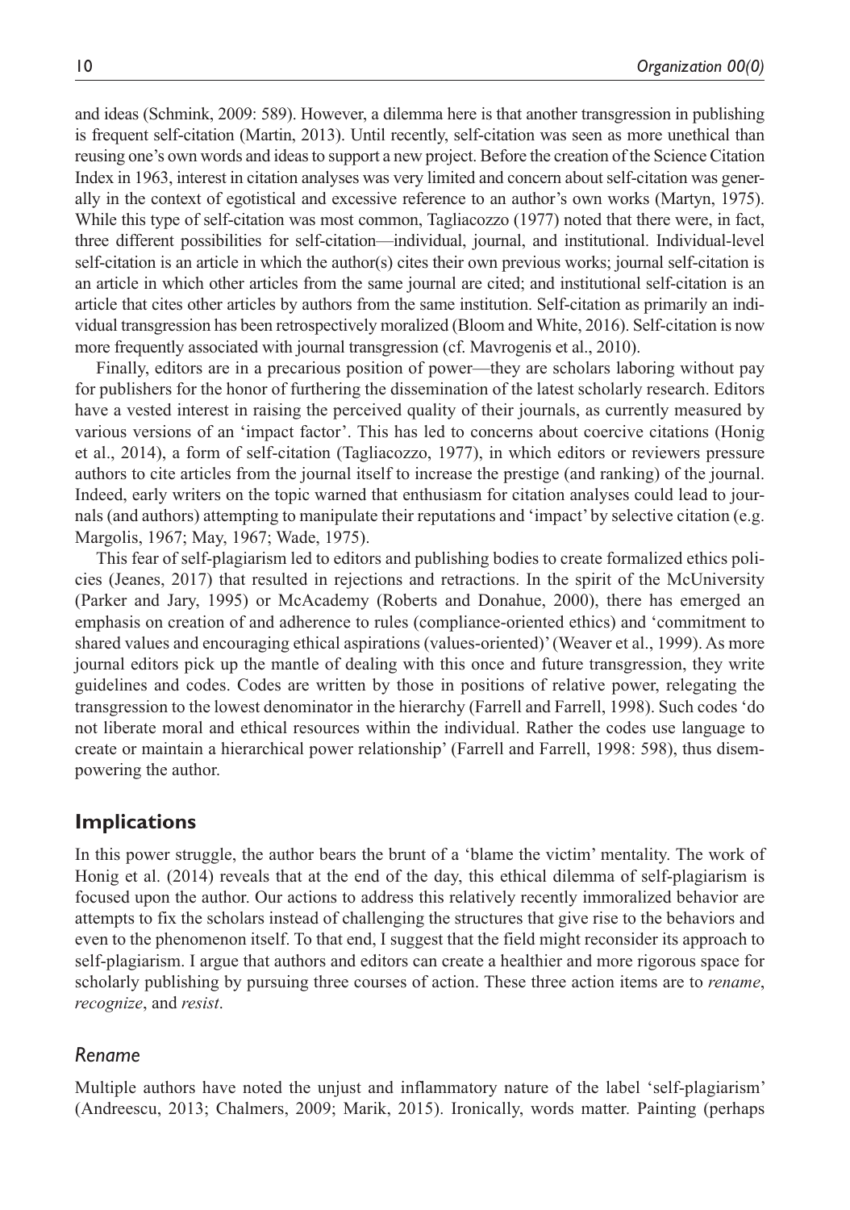and ideas (Schmink, 2009: 589). However, a dilemma here is that another transgression in publishing is frequent self-citation (Martin, 2013). Until recently, self-citation was seen as more unethical than reusing one's own words and ideas to support a new project. Before the creation of the Science Citation Index in 1963, interest in citation analyses was very limited and concern about self-citation was generally in the context of egotistical and excessive reference to an author's own works (Martyn, 1975). While this type of self-citation was most common, Tagliacozzo (1977) noted that there were, in fact, three different possibilities for self-citation—individual, journal, and institutional. Individual-level self-citation is an article in which the author(s) cites their own previous works; journal self-citation is an article in which other articles from the same journal are cited; and institutional self-citation is an article that cites other articles by authors from the same institution. Self-citation as primarily an individual transgression has been retrospectively moralized (Bloom and White, 2016). Self-citation is now more frequently associated with journal transgression (cf. Mavrogenis et al., 2010).

Finally, editors are in a precarious position of power—they are scholars laboring without pay for publishers for the honor of furthering the dissemination of the latest scholarly research. Editors have a vested interest in raising the perceived quality of their journals, as currently measured by various versions of an 'impact factor'. This has led to concerns about coercive citations (Honig et al., 2014), a form of self-citation (Tagliacozzo, 1977), in which editors or reviewers pressure authors to cite articles from the journal itself to increase the prestige (and ranking) of the journal. Indeed, early writers on the topic warned that enthusiasm for citation analyses could lead to journals (and authors) attempting to manipulate their reputations and 'impact' by selective citation (e.g. Margolis, 1967; May, 1967; Wade, 1975).

This fear of self-plagiarism led to editors and publishing bodies to create formalized ethics policies (Jeanes, 2017) that resulted in rejections and retractions. In the spirit of the McUniversity (Parker and Jary, 1995) or McAcademy (Roberts and Donahue, 2000), there has emerged an emphasis on creation of and adherence to rules (compliance-oriented ethics) and 'commitment to shared values and encouraging ethical aspirations (values-oriented)' (Weaver et al., 1999). As more journal editors pick up the mantle of dealing with this once and future transgression, they write guidelines and codes. Codes are written by those in positions of relative power, relegating the transgression to the lowest denominator in the hierarchy (Farrell and Farrell, 1998). Such codes 'do not liberate moral and ethical resources within the individual. Rather the codes use language to create or maintain a hierarchical power relationship' (Farrell and Farrell, 1998: 598), thus disempowering the author.

## Implications

In this power struggle, the author bears the brunt of a 'blame the victim' mentality. The work of Honig et al. (2014) reveals that at the end of the day, this ethical dilemma of self-plagiarism is focused upon the author. Our actions to address this relatively recently immoralized behavior are attempts to fix the scholars instead of challenging the structures that give rise to the behaviors and even to the phenomenon itself. To that end, I suggest that the field might reconsider its approach to self-plagiarism. I argue that authors and editors can create a healthier and more rigorous space for scholarly publishing by pursuing three courses of action. These three action items are to *rename*, *recognize*, and *resist*.

### *Rename*

Multiple authors have noted the unjust and inflammatory nature of the label 'self-plagiarism' (Andreescu, 2013; Chalmers, 2009; Marik, 2015). Ironically, words matter. Painting (perhaps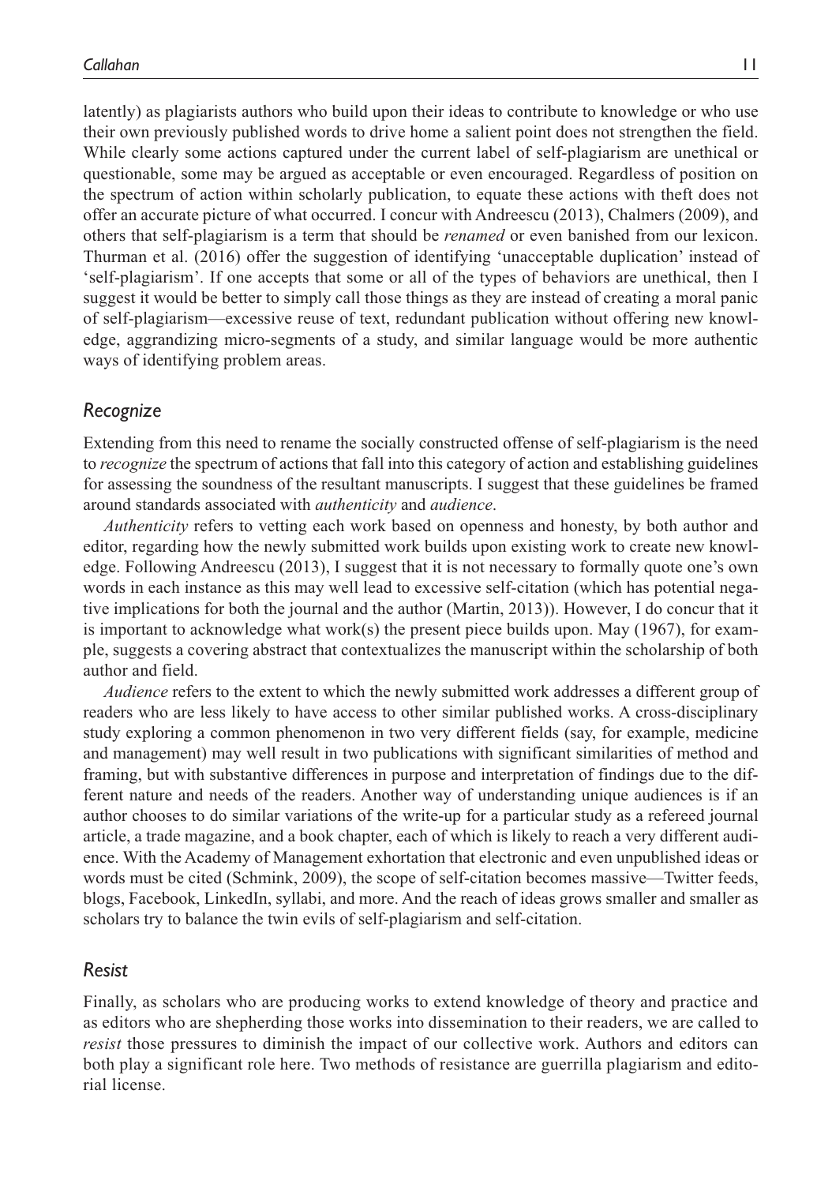latently) as plagiarists authors who build upon their ideas to contribute to knowledge or who use their own previously published words to drive home a salient point does not strengthen the field. While clearly some actions captured under the current label of self-plagiarism are unethical or questionable, some may be argued as acceptable or even encouraged. Regardless of position on the spectrum of action within scholarly publication, to equate these actions with theft does not offer an accurate picture of what occurred. I concur with Andreescu (2013), Chalmers (2009), and others that self-plagiarism is a term that should be *renamed* or even banished from our lexicon. Thurman et al. (2016) offer the suggestion of identifying 'unacceptable duplication' instead of 'self-plagiarism'. If one accepts that some or all of the types of behaviors are unethical, then I suggest it would be better to simply call those things as they are instead of creating a moral panic of self-plagiarism—excessive reuse of text, redundant publication without offering new knowledge, aggrandizing micro-segments of a study, and similar language would be more authentic ways of identifying problem areas.

### *Recognize*

Extending from this need to rename the socially constructed offense of self-plagiarism is the need to *recognize* the spectrum of actions that fall into this category of action and establishing guidelines for assessing the soundness of the resultant manuscripts. I suggest that these guidelines be framed around standards associated with *authenticity* and *audience*.

*Authenticity* refers to vetting each work based on openness and honesty, by both author and editor, regarding how the newly submitted work builds upon existing work to create new knowledge. Following Andreescu (2013), I suggest that it is not necessary to formally quote one's own words in each instance as this may well lead to excessive self-citation (which has potential negative implications for both the journal and the author (Martin, 2013)). However, I do concur that it is important to acknowledge what work(s) the present piece builds upon. May (1967), for example, suggests a covering abstract that contextualizes the manuscript within the scholarship of both author and field.

*Audience* refers to the extent to which the newly submitted work addresses a different group of readers who are less likely to have access to other similar published works. A cross-disciplinary study exploring a common phenomenon in two very different fields (say, for example, medicine and management) may well result in two publications with significant similarities of method and framing, but with substantive differences in purpose and interpretation of findings due to the different nature and needs of the readers. Another way of understanding unique audiences is if an author chooses to do similar variations of the write-up for a particular study as a refereed journal article, a trade magazine, and a book chapter, each of which is likely to reach a very different audience. With the Academy of Management exhortation that electronic and even unpublished ideas or words must be cited (Schmink, 2009), the scope of self-citation becomes massive—Twitter feeds, blogs, Facebook, LinkedIn, syllabi, and more. And the reach of ideas grows smaller and smaller as scholars try to balance the twin evils of self-plagiarism and self-citation.

### *Resist*

Finally, as scholars who are producing works to extend knowledge of theory and practice and as editors who are shepherding those works into dissemination to their readers, we are called to *resist* those pressures to diminish the impact of our collective work. Authors and editors can both play a significant role here. Two methods of resistance are guerrilla plagiarism and editorial license.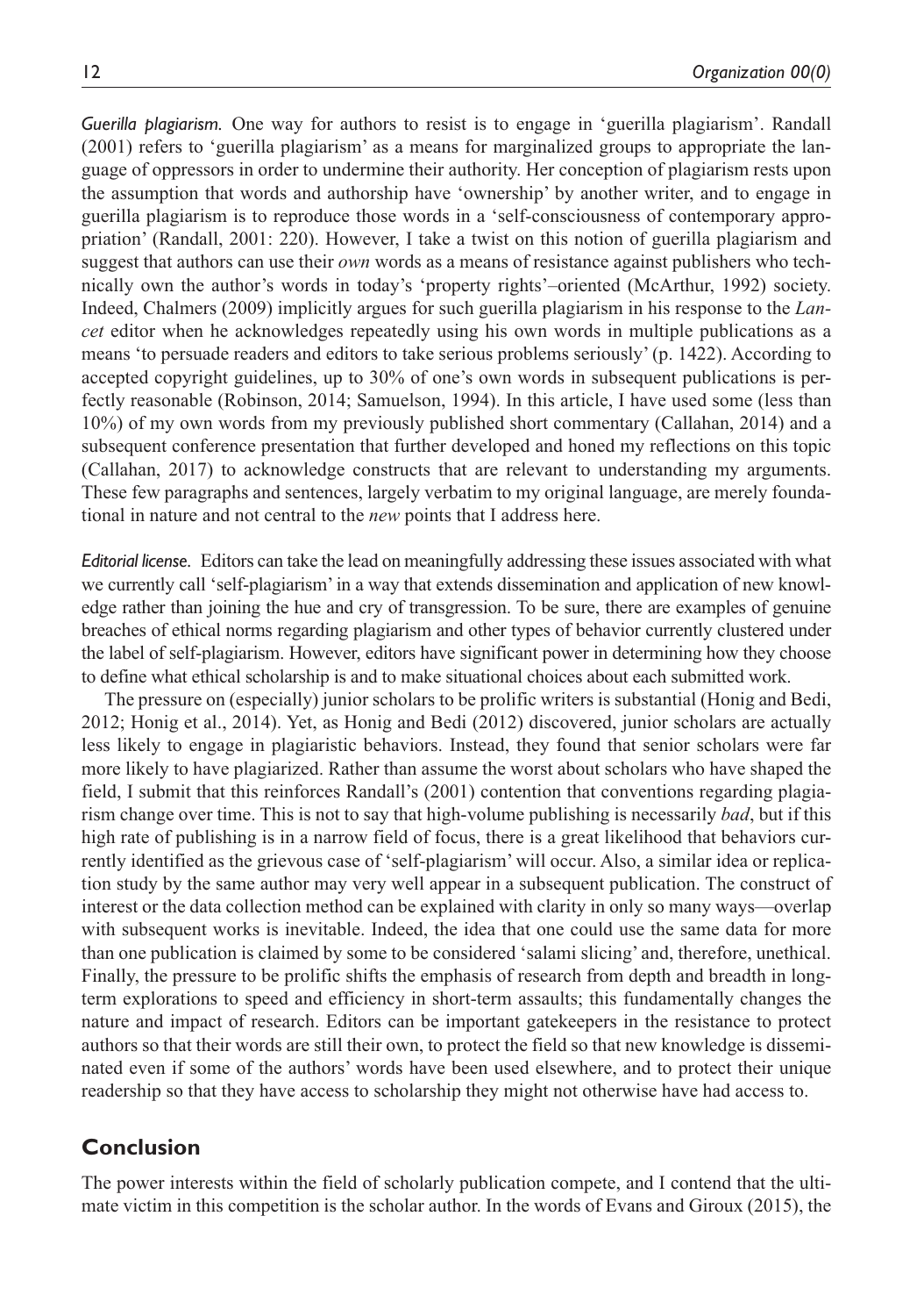*Guerilla plagiarism.* One way for authors to resist is to engage in 'guerilla plagiarism'. Randall (2001) refers to 'guerilla plagiarism' as a means for marginalized groups to appropriate the language of oppressors in order to undermine their authority. Her conception of plagiarism rests upon the assumption that words and authorship have 'ownership' by another writer, and to engage in guerilla plagiarism is to reproduce those words in a 'self-consciousness of contemporary appropriation' (Randall, 2001: 220). However, I take a twist on this notion of guerilla plagiarism and suggest that authors can use their *own* words as a means of resistance against publishers who technically own the author's words in today's 'property rights'–oriented (McArthur, 1992) society. Indeed, Chalmers (2009) implicitly argues for such guerilla plagiarism in his response to the *Lancet* editor when he acknowledges repeatedly using his own words in multiple publications as a means 'to persuade readers and editors to take serious problems seriously' (p. 1422). According to accepted copyright guidelines, up to 30% of one's own words in subsequent publications is perfectly reasonable (Robinson, 2014; Samuelson, 1994). In this article, I have used some (less than 10%) of my own words from my previously published short commentary (Callahan, 2014) and a subsequent conference presentation that further developed and honed my reflections on this topic (Callahan, 2017) to acknowledge constructs that are relevant to understanding my arguments. These few paragraphs and sentences, largely verbatim to my original language, are merely foundational in nature and not central to the *new* points that I address here.

*Editorial license.* Editors can take the lead on meaningfully addressing these issues associated with what we currently call 'self-plagiarism' in a way that extends dissemination and application of new knowledge rather than joining the hue and cry of transgression. To be sure, there are examples of genuine breaches of ethical norms regarding plagiarism and other types of behavior currently clustered under the label of self-plagiarism. However, editors have significant power in determining how they choose to define what ethical scholarship is and to make situational choices about each submitted work.

The pressure on (especially) junior scholars to be prolific writers is substantial (Honig and Bedi, 2012; Honig et al., 2014). Yet, as Honig and Bedi (2012) discovered, junior scholars are actually less likely to engage in plagiaristic behaviors. Instead, they found that senior scholars were far more likely to have plagiarized. Rather than assume the worst about scholars who have shaped the field, I submit that this reinforces Randall's (2001) contention that conventions regarding plagiarism change over time. This is not to say that high-volume publishing is necessarily *bad*, but if this high rate of publishing is in a narrow field of focus, there is a great likelihood that behaviors currently identified as the grievous case of 'self-plagiarism' will occur. Also, a similar idea or replication study by the same author may very well appear in a subsequent publication. The construct of interest or the data collection method can be explained with clarity in only so many ways—overlap with subsequent works is inevitable. Indeed, the idea that one could use the same data for more than one publication is claimed by some to be considered 'salami slicing' and, therefore, unethical. Finally, the pressure to be prolific shifts the emphasis of research from depth and breadth in long-term explorations to speed and efficiency in short-term assaults; this fundamentally changes the nature and impact of research. Editors can be important gatekeepers in the resistance to protect authors so that their words are still their own, to protect the field so that new knowledge is disseminated even if some of the authors' words have been used elsewhere, and to protect their unique readership so that they have access to scholarship they might not otherwise have had access to.

## Conclusion

The power interests within the field of scholarly publication compete, and I contend that the ultimate victim in this competition is the scholar author. In the words of Evans and Giroux (2015), the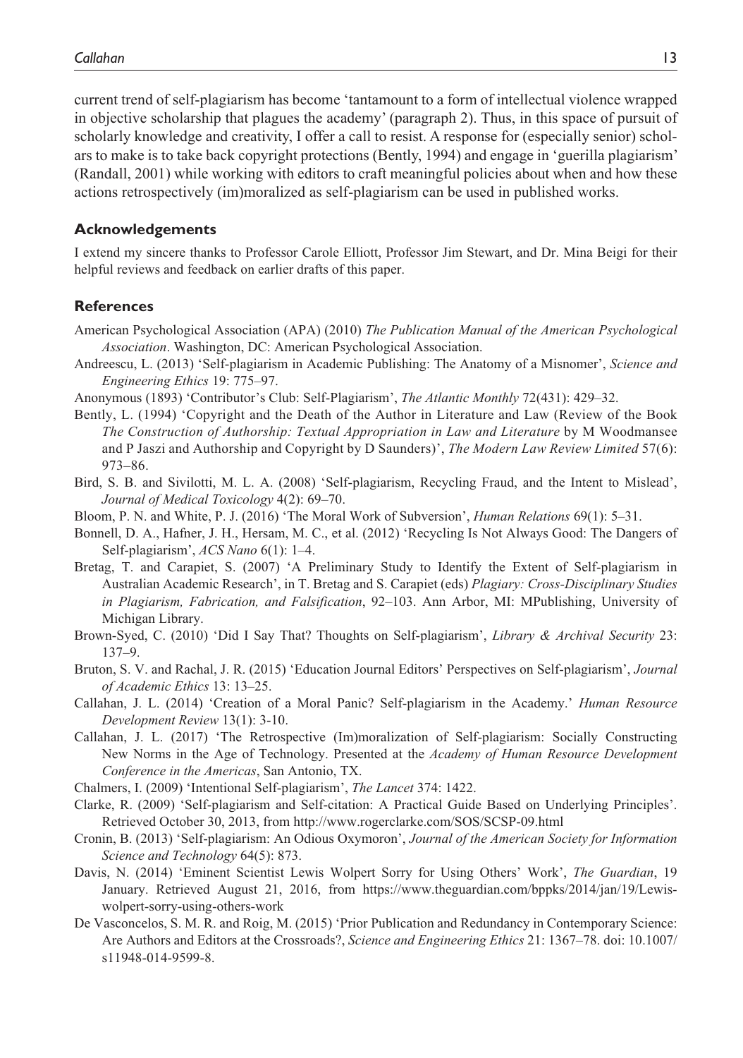current trend of self-plagiarism has become 'tantamount to a form of intellectual violence wrapped in objective scholarship that plagues the academy' (paragraph 2). Thus, in this space of pursuit of scholarly knowledge and creativity, I offer a call to resist. A response for (especially senior) scholars to make is to take back copyright protections (Bently, 1994) and engage in 'guerilla plagiarism' (Randall, 2001) while working with editors to craft meaningful policies about when and how these actions retrospectively (im)moralized as self-plagiarism can be used in published works.

### Acknowledgements

I extend my sincere thanks to Professor Carole Elliott, Professor Jim Stewart, and Dr. Mina Beigi for their helpful reviews and feedback on earlier drafts of this paper.

### References

American Psychological Association (APA) (2010) *The Publication Manual of the American Psychological Association*. Washington, DC: American Psychological Association.

Andreescu, L. (2013) 'Self-plagiarism in Academic Publishing: The Anatomy of a Misnomer', *Science and Engineering Ethics* 19: 775–97.

Anonymous (1893) 'Contributor's Club: Self-Plagiarism', *The Atlantic Monthly* 72(431): 429–32.

Bently, L. (1994) 'Copyright and the Death of the Author in Literature and Law (Review of the Book *The Construction of Authorship: Textual Appropriation in Law and Literature* by M Woodmansee and P Jaszi and Authorship and Copyright by D Saunders)', *The Modern Law Review Limited* 57(6): 973–86.

Bird, S. B. and Sivilotti, M. L. A. (2008) 'Self-plagiarism, Recycling Fraud, and the Intent to Mislead', *Journal of Medical Toxicology* 4(2): 69–70.

Bloom, P. N. and White, P. J. (2016) 'The Moral Work of Subversion', *Human Relations* 69(1): 5–31.

Bonnell, D. A., Hafner, J. H., Hersam, M. C., et al. (2012) 'Recycling Is Not Always Good: The Dangers of Self-plagiarism', *ACS Nano* 6(1): 1–4.

Bretag, T. and Carapiet, S. (2007) 'A Preliminary Study to Identify the Extent of Self-plagiarism in Australian Academic Research', in T. Bretag and S. Carapiet (eds) *Plagiary: Cross-Disciplinary Studies in Plagiarism, Fabrication, and Falsification*, 92–103. Ann Arbor, MI: MPublishing, University of Michigan Library.

Brown-Syed, C. (2010) 'Did I Say That? Thoughts on Self-plagiarism', *Library & Archival Security* 23: 137–9.

Bruton, S. V. and Rachal, J. R. (2015) 'Education Journal Editors' Perspectives on Self-plagiarism', *Journal of Academic Ethics* 13: 13–25.

Callahan, J. L. (2014) 'Creation of a Moral Panic? Self-plagiarism in the Academy.' *Human Resource Development Review* 13(1): 3-10.

Callahan, J. L. (2017) 'The Retrospective (Im)moralization of Self-plagiarism: Socially Constructing New Norms in the Age of Technology. Presented at the *Academy of Human Resource Development Conference in the Americas*, San Antonio, TX.

Chalmers, I. (2009) 'Intentional Self-plagiarism', *The Lancet* 374: 1422.

Clarke, R. (2009) 'Self-plagiarism and Self-citation: A Practical Guide Based on Underlying Principles'. Retrieved October 30, 2013, from http://www.rogerclarke.com/SOS/SCSP-09.html

Cronin, B. (2013) 'Self-plagiarism: An Odious Oxymoron', *Journal of the American Society for Information Science and Technology* 64(5): 873.

Davis, N. (2014) 'Eminent Scientist Lewis Wolpert Sorry for Using Others' Work', *The Guardian*, 19 January. Retrieved August 21, 2016, from https://www.theguardian.com/bppks/2014/jan/19/Lewis-wolpert-sorry-using-others-work

De Vasconcelos, S. M. R. and Roig, M. (2015) 'Prior Publication and Redundancy in Contemporary Science: Are Authors and Editors at the Crossroads?, *Science and Engineering Ethics* 21: 1367–78. doi: 10.1007/s11948-014-9599-8.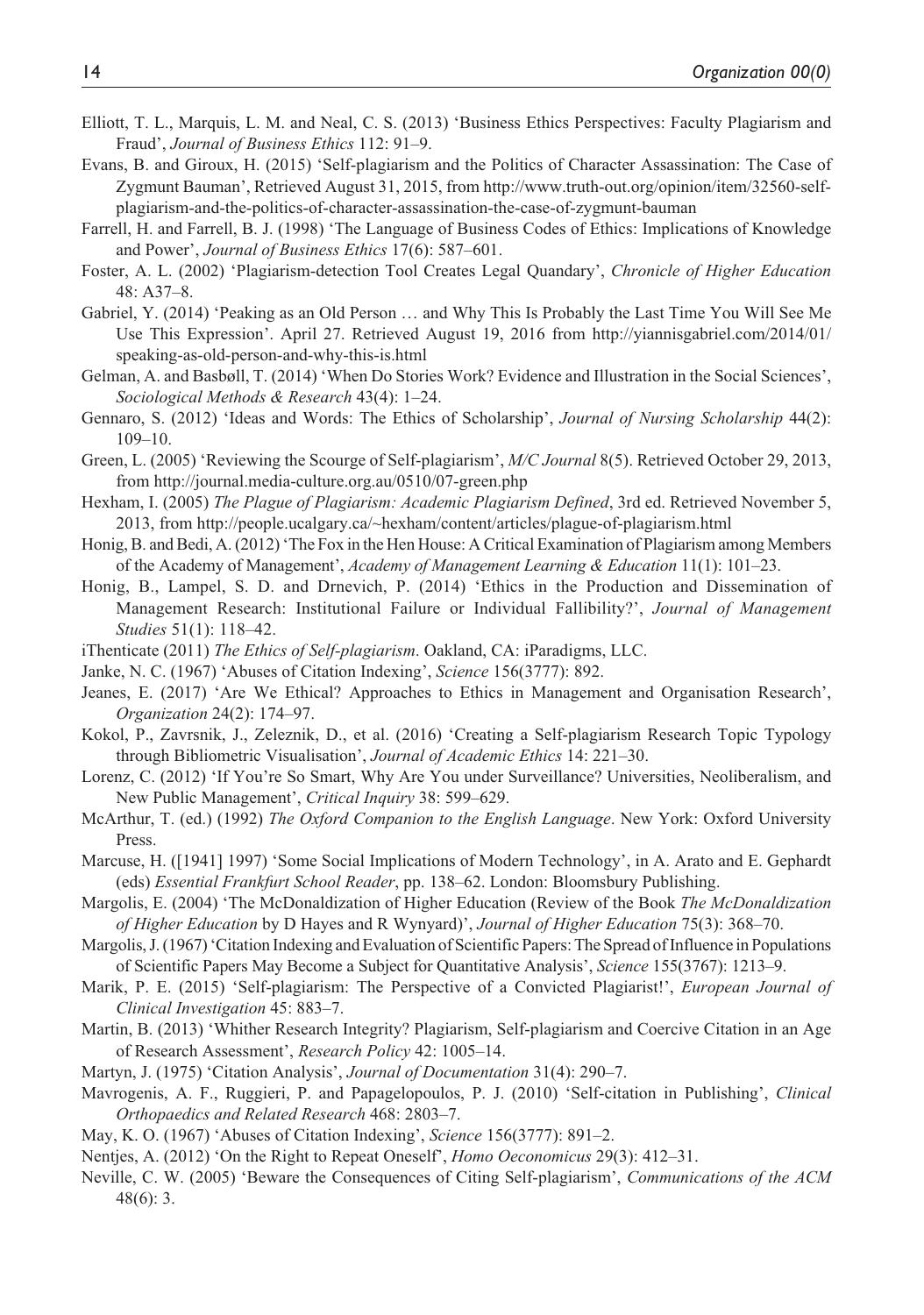Elliott, T. L., Marquis, L. M. and Neal, C. S. (2013) 'Business Ethics Perspectives: Faculty Plagiarism and Fraud', *Journal of Business Ethics* 112: 91–9.

Evans, B. and Giroux, H. (2015) 'Self-plagiarism and the Politics of Character Assassination: The Case of Zygmunt Bauman', Retrieved August 31, 2015, from http://www.truth-out.org/opinion/item/32560-self-plagiarism-and-the-politics-of-character-assassination-the-case-of-zygmunt-bauman

Farrell, H. and Farrell, B. J. (1998) 'The Language of Business Codes of Ethics: Implications of Knowledge and Power', *Journal of Business Ethics* 17(6): 587–601.

Foster, A. L. (2002) 'Plagiarism-detection Tool Creates Legal Quandary', *Chronicle of Higher Education* 48: A37–8.

Gabriel, Y. (2014) 'Peaking as an Old Person … and Why This Is Probably the Last Time You Will See Me Use This Expression'. April 27. Retrieved August 19, 2016 from http://yiannisgabriel.com/2014/01/speaking-as-old-person-and-why-this-is.html

Gelman, A. and Basbøll, T. (2014) 'When Do Stories Work? Evidence and Illustration in the Social Sciences', *Sociological Methods & Research* 43(4): 1–24.

Gennaro, S. (2012) 'Ideas and Words: The Ethics of Scholarship', *Journal of Nursing Scholarship* 44(2): 109–10.

Green, L. (2005) 'Reviewing the Scourge of Self-plagiarism', *M/C Journal* 8(5). Retrieved October 29, 2013, from http://journal.media-culture.org.au/0510/07-green.php

Hexham, I. (2005) *The Plague of Plagiarism: Academic Plagiarism Defined*, 3rd ed. Retrieved November 5, 2013, from http://people.ucalgary.ca/~hexham/content/articles/plague-of-plagiarism.html

Honig, B. and Bedi, A. (2012) 'The Fox in the Hen House: A Critical Examination of Plagiarism among Members of the Academy of Management', *Academy of Management Learning & Education* 11(1): 101–23.

Honig, B., Lampel, S. D. and Drnevich, P. (2014) 'Ethics in the Production and Dissemination of Management Research: Institutional Failure or Individual Fallibility?', *Journal of Management Studies* 51(1): 118–42.

iThenticate (2011) *The Ethics of Self-plagiarism*. Oakland, CA: iParadigms, LLC.

Janke, N. C. (1967) 'Abuses of Citation Indexing', *Science* 156(3777): 892.

Jeanes, E. (2017) 'Are We Ethical? Approaches to Ethics in Management and Organisation Research', *Organization* 24(2): 174–97.

Kokol, P., Zavrsnik, J., Zeleznik, D., et al. (2016) 'Creating a Self-plagiarism Research Topic Typology through Bibliometric Visualisation', *Journal of Academic Ethics* 14: 221–30.

Lorenz, C. (2012) 'If You're So Smart, Why Are You under Surveillance? Universities, Neoliberalism, and New Public Management', *Critical Inquiry* 38: 599–629.

McArthur, T. (ed.) (1992) *The Oxford Companion to the English Language*. New York: Oxford University Press.

Marcuse, H. ([1941] 1997) 'Some Social Implications of Modern Technology', in A. Arato and E. Gephardt (eds) *Essential Frankfurt School Reader*, pp. 138–62. London: Bloomsbury Publishing.

Margolis, E. (2004) 'The McDonaldization of Higher Education (Review of the Book *The McDonaldization of Higher Education* by D Hayes and R Wynyard)', *Journal of Higher Education* 75(3): 368–70.

Margolis, J. (1967) 'Citation Indexing and Evaluation of Scientific Papers: The Spread of Influence in Populations of Scientific Papers May Become a Subject for Quantitative Analysis', *Science* 155(3767): 1213–9.

Marik, P. E. (2015) 'Self-plagiarism: The Perspective of a Convicted Plagiarist!', *European Journal of Clinical Investigation* 45: 883–7.

Martin, B. (2013) 'Whither Research Integrity? Plagiarism, Self-plagiarism and Coercive Citation in an Age of Research Assessment', *Research Policy* 42: 1005–14.

Martyn, J. (1975) 'Citation Analysis', *Journal of Documentation* 31(4): 290–7.

Mavrogenis, A. F., Ruggieri, P. and Papagelopoulos, P. J. (2010) 'Self-citation in Publishing', *Clinical Orthopaedics and Related Research* 468: 2803–7.

May, K. O. (1967) 'Abuses of Citation Indexing', *Science* 156(3777): 891–2.

Nentjes, A. (2012) 'On the Right to Repeat Oneself', *Homo Oeconomicus* 29(3): 412–31.

Neville, C. W. (2005) 'Beware the Consequences of Citing Self-plagiarism', *Communications of the ACM* 48(6): 3.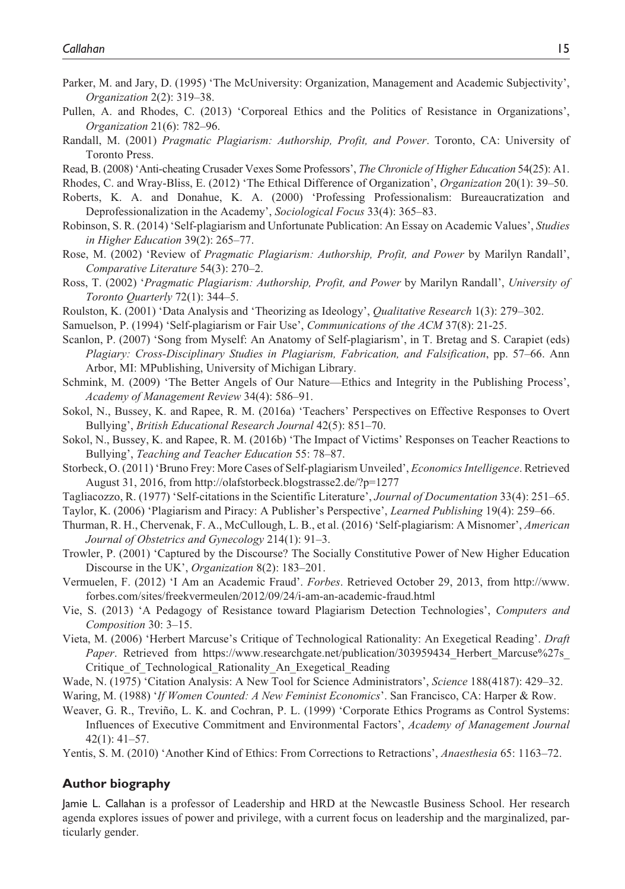Parker, M. and Jary, D. (1995) 'The McUniversity: Organization, Management and Academic Subjectivity', *Organization* 2(2): 319–38.

Pullen, A. and Rhodes, C. (2013) 'Corporeal Ethics and the Politics of Resistance in Organizations', *Organization* 21(6): 782–96.

Randall, M. (2001) *Pragmatic Plagiarism: Authorship, Profit, and Power*. Toronto, CA: University of Toronto Press.

Read, B. (2008) 'Anti-cheating Crusader Vexes Some Professors', *The Chronicle of Higher Education* 54(25): A1.

Rhodes, C. and Wray-Bliss, E. (2012) 'The Ethical Difference of Organization', *Organization* 20(1): 39–50.

Roberts, K. A. and Donahue, K. A. (2000) 'Professing Professionalism: Bureaucratization and Deprofessionalization in the Academy', *Sociological Focus* 33(4): 365–83.

Robinson, S. R. (2014) 'Self-plagiarism and Unfortunate Publication: An Essay on Academic Values', *Studies in Higher Education* 39(2): 265–77.

Rose, M. (2002) 'Review of *Pragmatic Plagiarism: Authorship, Profit, and Power* by Marilyn Randall', *Comparative Literature* 54(3): 270–2.

Ross, T. (2002) '*Pragmatic Plagiarism: Authorship, Profit, and Power* by Marilyn Randall', *University of Toronto Quarterly* 72(1): 344–5.

Roulston, K. (2001) 'Data Analysis and 'Theorizing as Ideology', *Qualitative Research* 1(3): 279–302.

Samuelson, P. (1994) 'Self-plagiarism or Fair Use', *Communications of the ACM* 37(8): 21-25.

Scanlon, P. (2007) 'Song from Myself: An Anatomy of Self-plagiarism', in T. Bretag and S. Carapiet (eds) *Plagiary: Cross-Disciplinary Studies in Plagiarism, Fabrication, and Falsification*, pp. 57–66. Ann Arbor, MI: MPublishing, University of Michigan Library.

Schmink, M. (2009) 'The Better Angels of Our Nature—Ethics and Integrity in the Publishing Process', *Academy of Management Review* 34(4): 586–91.

Sokol, N., Bussey, K. and Rapee, R. M. (2016a) 'Teachers' Perspectives on Effective Responses to Overt Bullying', *British Educational Research Journal* 42(5): 851–70.

Sokol, N., Bussey, K. and Rapee, R. M. (2016b) 'The Impact of Victims' Responses on Teacher Reactions to Bullying', *Teaching and Teacher Education* 55: 78–87.

Storbeck, O. (2011) 'Bruno Frey: More Cases of Self-plagiarism Unveiled', *Economics Intelligence*. Retrieved August 31, 2016, from http://olafstorbeck.blogstrasse2.de/?p=1277

Tagliacozzo, R. (1977) 'Self-citations in the Scientific Literature', *Journal of Documentation* 33(4): 251–65.

Taylor, K. (2006) 'Plagiarism and Piracy: A Publisher's Perspective', *Learned Publishing* 19(4): 259–66.

Thurman, R. H., Chervenak, F. A., McCullough, L. B., et al. (2016) 'Self-plagiarism: A Misnomer', *American Journal of Obstetrics and Gynecology* 214(1): 91–3.

Trowler, P. (2001) 'Captured by the Discourse? The Socially Constitutive Power of New Higher Education Discourse in the UK', *Organization* 8(2): 183–201.

Vermuelen, F. (2012) 'I Am an Academic Fraud'. *Forbes*. Retrieved October 29, 2013, from http://www.forbes.com/sites/freekvermeulen/2012/09/24/i-am-an-academic-fraud.html

Vie, S. (2013) 'A Pedagogy of Resistance toward Plagiarism Detection Technologies', *Computers and Composition* 30: 3–15.

Vieta, M. (2006) 'Herbert Marcuse's Critique of Technological Rationality: An Exegetical Reading'. *Draft Paper*. Retrieved from https://www.researchgate.net/publication/303959434_Herbert_Marcuse%27s_Critique_of_Technological_Rationality_An_Exegetical_Reading

Wade, N. (1975) 'Citation Analysis: A New Tool for Science Administrators', *Science* 188(4187): 429–32.

Waring, M. (1988) '*If Women Counted: A New Feminist Economics*'. San Francisco, CA: Harper & Row.

Weaver, G. R., Treviño, L. K. and Cochran, P. L. (1999) 'Corporate Ethics Programs as Control Systems: Influences of Executive Commitment and Environmental Factors', *Academy of Management Journal* 42(1): 41–57.

Yentis, S. M. (2010) 'Another Kind of Ethics: From Corrections to Retractions', *Anaesthesia* 65: 1163–72.

## Author biography

Jamie L. Callahan is a professor of Leadership and HRD at the Newcastle Business School. Her research agenda explores issues of power and privilege, with a current focus on leadership and the marginalized, particularly gender.